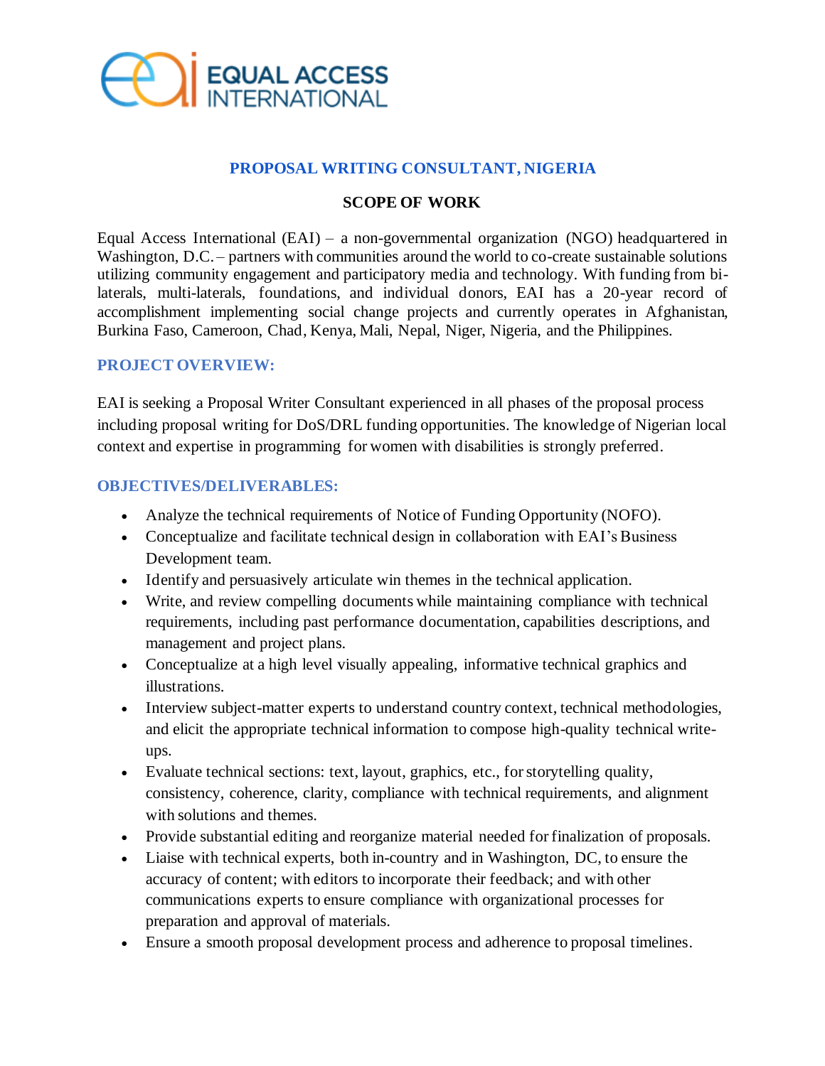EQUAL ACCESS INTERNATIONAL

## PROPOSAL WRITING CONSULTANT, NIGERIA

### SCOPE OF WORK

Equal Access International (EAI) – a non-governmental organization (NGO) headquartered in Washington, D.C. – partners with communities around the world to co-create sustainable solutions utilizing community engagement and participatory media and technology. With funding from bi-laterals, multi-laterals, foundations, and individual donors, EAI has a 20-year record of accomplishment implementing social change projects and currently operates in Afghanistan, Burkina Faso, Cameroon, Chad, Kenya, Mali, Nepal, Niger, Nigeria, and the Philippines.

### PROJECT OVERVIEW:

EAI is seeking a Proposal Writer Consultant experienced in all phases of the proposal process including proposal writing for DoS/DRL funding opportunities. The knowledge of Nigerian local context and expertise in programming for women with disabilities is strongly preferred.

### OBJECTIVES/DELIVERABLES:

- Analyze the technical requirements of Notice of Funding Opportunity (NOFO).
- Conceptualize and facilitate technical design in collaboration with EAI's Business Development team.
- Identify and persuasively articulate win themes in the technical application.
- Write, and review compelling documents while maintaining compliance with technical requirements, including past performance documentation, capabilities descriptions, and management and project plans.
- Conceptualize at a high level visually appealing, informative technical graphics and illustrations.
- Interview subject-matter experts to understand country context, technical methodologies, and elicit the appropriate technical information to compose high-quality technical write-ups.
- Evaluate technical sections: text, layout, graphics, etc., for storytelling quality, consistency, coherence, clarity, compliance with technical requirements, and alignment with solutions and themes.
- Provide substantial editing and reorganize material needed for finalization of proposals.
- Liaise with technical experts, both in-country and in Washington, DC, to ensure the accuracy of content; with editors to incorporate their feedback; and with other communications experts to ensure compliance with organizational processes for preparation and approval of materials.
- Ensure a smooth proposal development process and adherence to proposal timelines.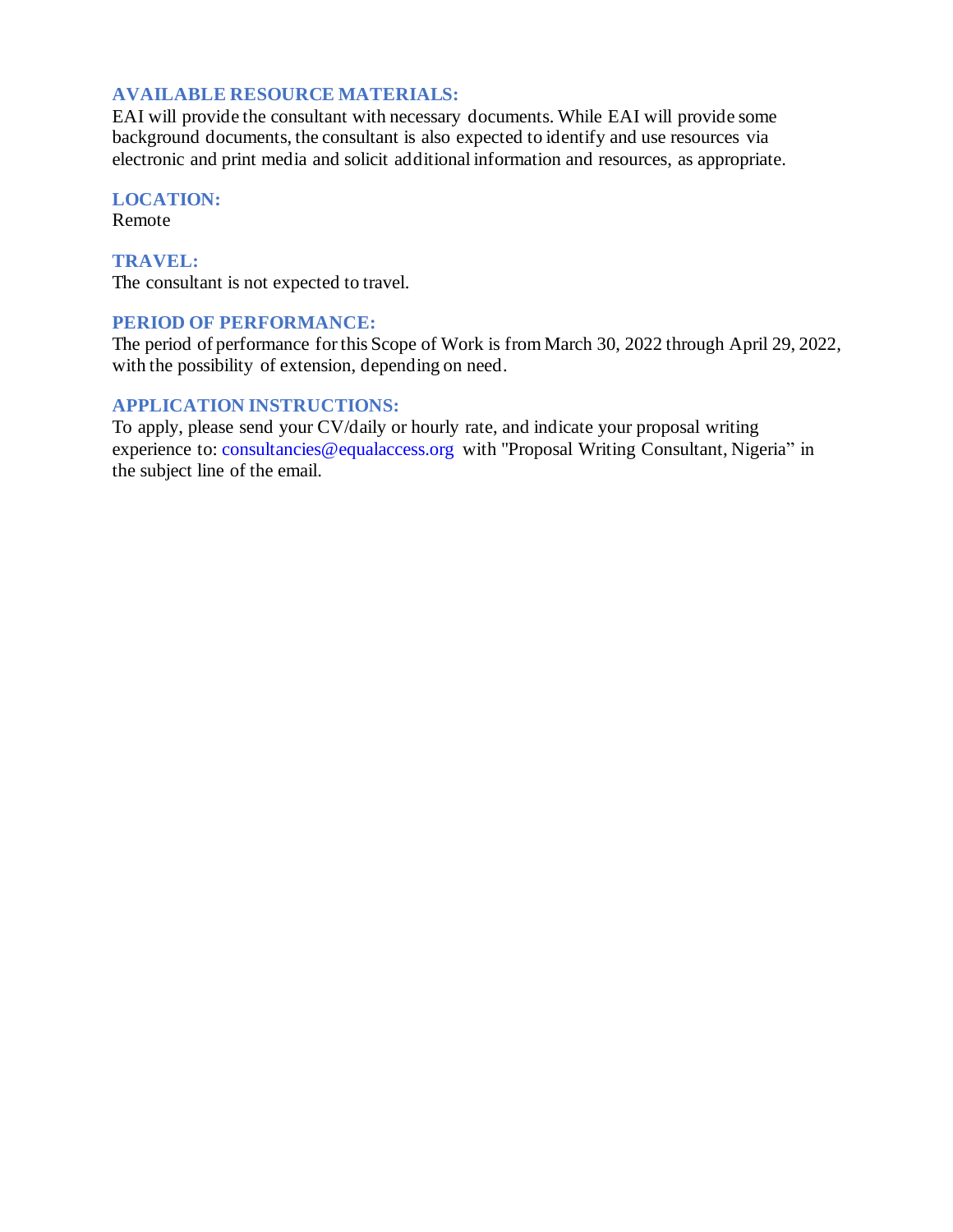## AVAILABLE RESOURCE MATERIALS:

EAI will provide the consultant with necessary documents. While EAI will provide some background documents, the consultant is also expected to identify and use resources via electronic and print media and solicit additional information and resources, as appropriate.

## LOCATION:

Remote

## TRAVEL:

The consultant is not expected to travel.

## PERIOD OF PERFORMANCE:

The period of performance for this Scope of Work is from March 30, 2022 through April 29, 2022, with the possibility of extension, depending on need.

## APPLICATION INSTRUCTIONS:

To apply, please send your CV/daily or hourly rate, and indicate your proposal writing experience to: consultancies@equalaccess.org with "Proposal Writing Consultant, Nigeria" in the subject line of the email.